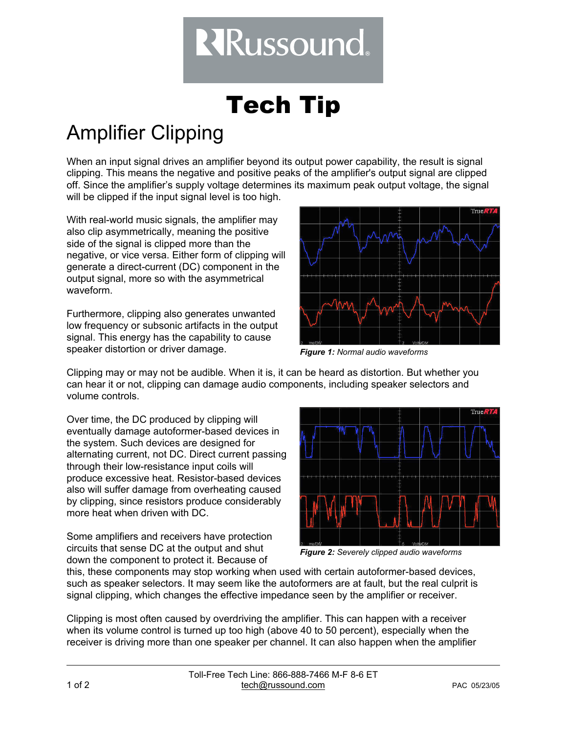# Tech Tip

## Amplifier Clipping

When an input signal drives an amplifier beyond its output power capability, the result is signal clipping. This means the negative and positive peaks of the amplifier's output signal are clipped off. Since the amplifier's supply voltage determines its maximum peak output voltage, the signal will be clipped if the input signal level is too high.

With real-world music signals, the amplifier may also clip asymmetrically, meaning the positive side of the signal is clipped more than the negative, or vice versa. Either form of clipping will generate a direct-current (DC) component in the output signal, more so with the asymmetrical waveform.

Furthermore, clipping also generates unwanted low frequency or subsonic artifacts in the output signal. This energy has the capability to cause speaker distortion or driver damage.

***Figure 1:*** *Normal audio waveforms*

Clipping may or may not be audible. When it is, it can be heard as distortion. But whether you can hear it or not, clipping can damage audio components, including speaker selectors and volume controls.

Over time, the DC produced by clipping will eventually damage autoformer-based devices in the system. Such devices are designed for alternating current, not DC. Direct current passing through their low-resistance input coils will produce excessive heat. Resistor-based devices also will suffer damage from overheating caused by clipping, since resistors produce considerably more heat when driven with DC.

***Figure 2:*** *Severely clipped audio waveforms*

Some amplifiers and receivers have protection circuits that sense DC at the output and shut down the component to protect it. Because of this, these components may stop working when used with certain autoformer-based devices, such as speaker selectors. It may seem like the autoformers are at fault, but the real culprit is signal clipping, which changes the effective impedance seen by the amplifier or receiver.

Clipping is most often caused by overdriving the amplifier. This can happen with a receiver when its volume control is turned up too high (above 40 to 50 percent), especially when the receiver is driving more than one speaker per channel. It can also happen when the amplifier

Toll-Free Tech Line: 866-888-7466 M-F 8-6 ET
tech@russound.com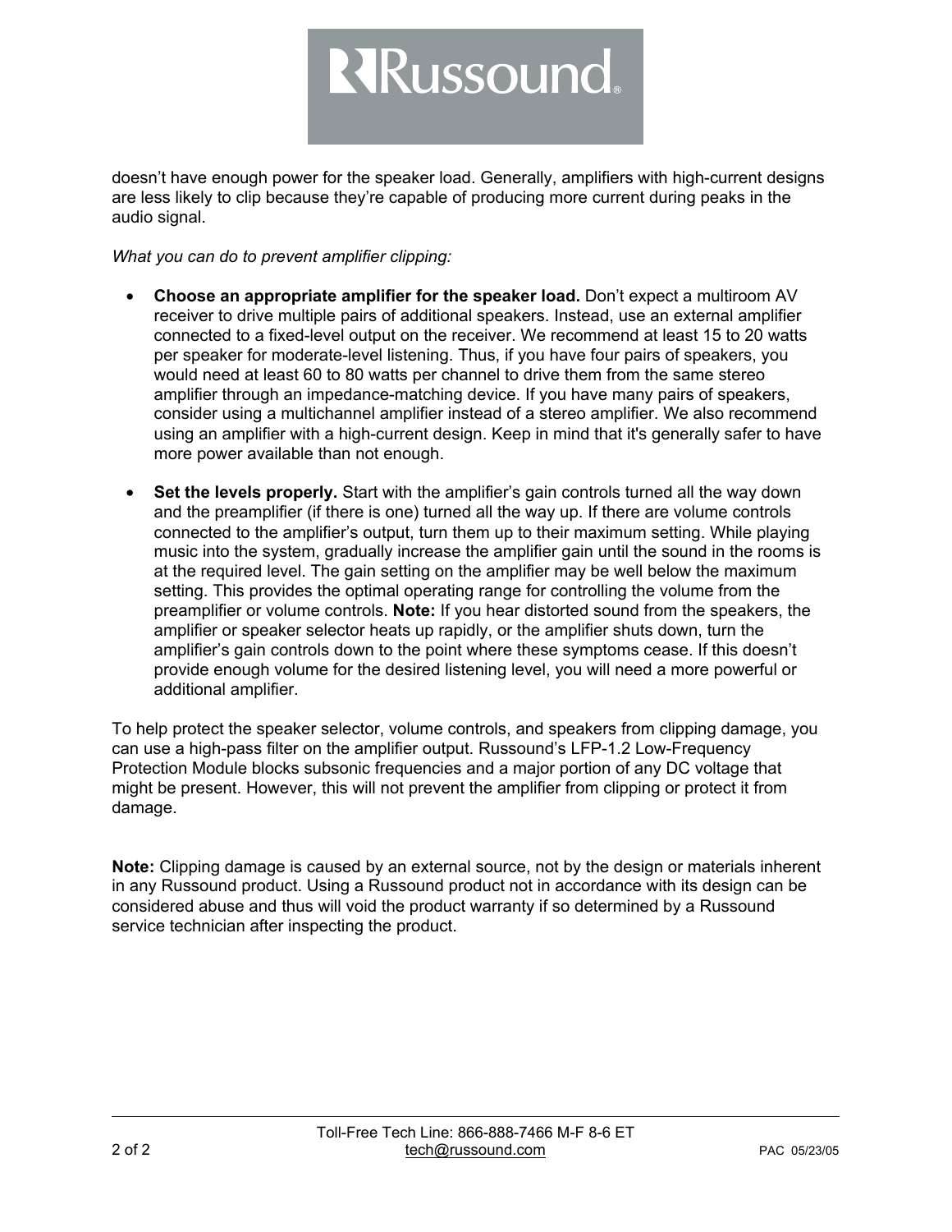doesn't have enough power for the speaker load. Generally, amplifiers with high-current designs are less likely to clip because they're capable of producing more current during peaks in the audio signal.

*What you can do to prevent amplifier clipping:*

- **Choose an appropriate amplifier for the speaker load.** Don't expect a multiroom AV receiver to drive multiple pairs of additional speakers. Instead, use an external amplifier connected to a fixed-level output on the receiver. We recommend at least 15 to 20 watts per speaker for moderate-level listening. Thus, if you have four pairs of speakers, you would need at least 60 to 80 watts per channel to drive them from the same stereo amplifier through an impedance-matching device. If you have many pairs of speakers, consider using a multichannel amplifier instead of a stereo amplifier. We also recommend using an amplifier with a high-current design. Keep in mind that it's generally safer to have more power available than not enough.

- **Set the levels properly.** Start with the amplifier's gain controls turned all the way down and the preamplifier (if there is one) turned all the way up. If there are volume controls connected to the amplifier's output, turn them up to their maximum setting. While playing music into the system, gradually increase the amplifier gain until the sound in the rooms is at the required level. The gain setting on the amplifier may be well below the maximum setting. This provides the optimal operating range for controlling the volume from the preamplifier or volume controls. **Note:** If you hear distorted sound from the speakers, the amplifier or speaker selector heats up rapidly, or the amplifier shuts down, turn the amplifier's gain controls down to the point where these symptoms cease. If this doesn't provide enough volume for the desired listening level, you will need a more powerful or additional amplifier.

To help protect the speaker selector, volume controls, and speakers from clipping damage, you can use a high-pass filter on the amplifier output. Russound's LFP-1.2 Low-Frequency Protection Module blocks subsonic frequencies and a major portion of any DC voltage that might be present. However, this will not prevent the amplifier from clipping or protect it from damage.

**Note:** Clipping damage is caused by an external source, not by the design or materials inherent in any Russound product. Using a Russound product not in accordance with its design can be considered abuse and thus will void the product warranty if so determined by a Russound service technician after inspecting the product.